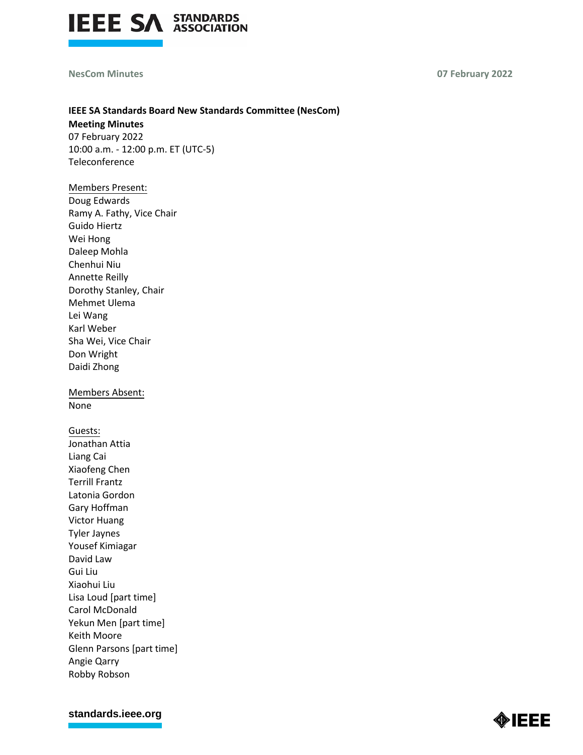**IEEE SA Standards Board New Standards Committee (NesCom)**
**Meeting Minutes**
07 February 2022
10:00 a.m. - 12:00 p.m. ET (UTC-5)
Teleconference

Members Present:
Doug Edwards
Ramy A. Fathy, Vice Chair
Guido Hiertz
Wei Hong
Daleep Mohla
Chenhui Niu
Annette Reilly
Dorothy Stanley, Chair
Mehmet Ulema
Lei Wang
Karl Weber
Sha Wei, Vice Chair
Don Wright
Daidi Zhong

Members Absent:
None

Guests:
Jonathan Attia
Liang Cai
Xiaofeng Chen
Terrill Frantz
Latonia Gordon
Gary Hoffman
Victor Huang
Tyler Jaynes
Yousef Kimiagar
David Law
Gui Liu
Xiaohui Liu
Lisa Loud [part time]
Carol McDonald
Yekun Men [part time]
Keith Moore
Glenn Parsons [part time]
Angie Qarry
Robby Robson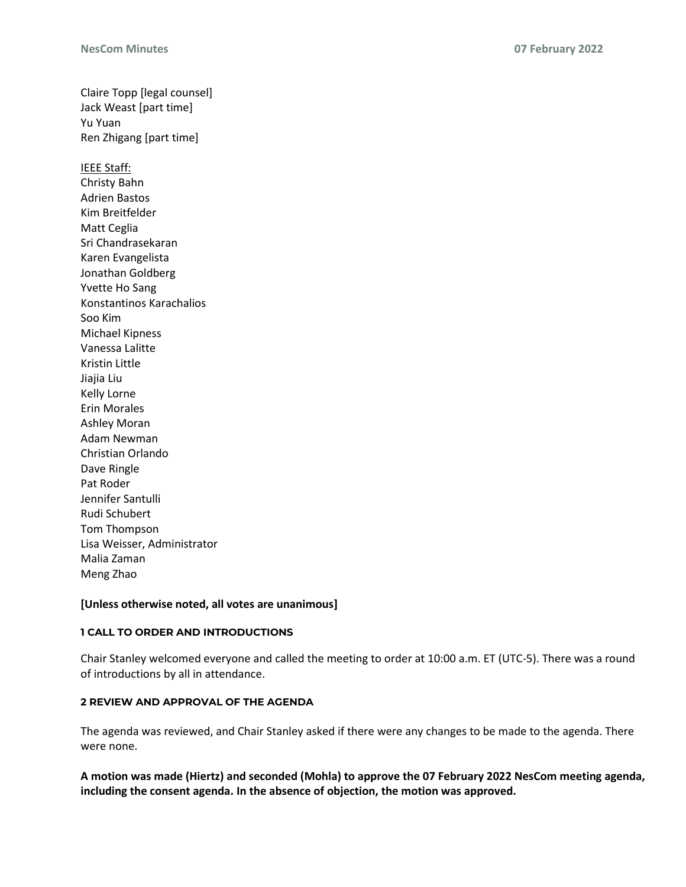Claire Topp [legal counsel]
Jack Weast [part time]
Yu Yuan
Ren Zhigang [part time]

<u>IEEE Staff:</u>
Christy Bahn
Adrien Bastos
Kim Breitfelder
Matt Ceglia
Sri Chandrasekaran
Karen Evangelista
Jonathan Goldberg
Yvette Ho Sang
Konstantinos Karachalios
Soo Kim
Michael Kipness
Vanessa Lalitte
Kristin Little
Jiajia Liu
Kelly Lorne
Erin Morales
Ashley Moran
Adam Newman
Christian Orlando
Dave Ringle
Pat Roder
Jennifer Santulli
Rudi Schubert
Tom Thompson
Lisa Weisser, Administrator
Malia Zaman
Meng Zhao

**[Unless otherwise noted, all votes are unanimous]**

### 1 CALL TO ORDER AND INTRODUCTIONS

Chair Stanley welcomed everyone and called the meeting to order at 10:00 a.m. ET (UTC-5). There was a round of introductions by all in attendance.

### 2 REVIEW AND APPROVAL OF THE AGENDA

The agenda was reviewed, and Chair Stanley asked if there were any changes to be made to the agenda. There were none.

**A motion was made (Hiertz) and seconded (Mohla) to approve the 07 February 2022 NesCom meeting agenda, including the consent agenda. In the absence of objection, the motion was approved.**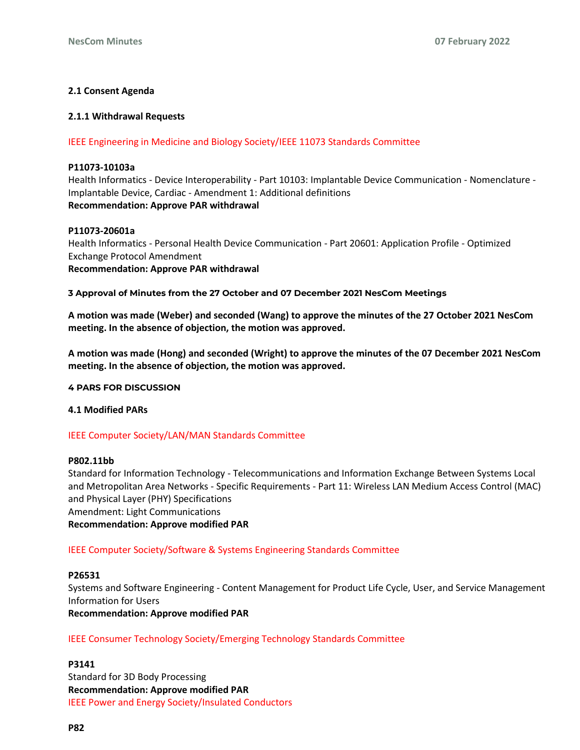### 2.1 Consent Agenda

#### 2.1.1 Withdrawal Requests

IEEE Engineering in Medicine and Biology Society/IEEE 11073 Standards Committee

**P11073-10103a**
Health Informatics - Device Interoperability - Part 10103: Implantable Device Communication - Nomenclature - Implantable Device, Cardiac - Amendment 1: Additional definitions
**Recommendation: Approve PAR withdrawal**

**P11073-20601a**
Health Informatics - Personal Health Device Communication - Part 20601: Application Profile - Optimized Exchange Protocol Amendment
**Recommendation: Approve PAR withdrawal**

## 3 Approval of Minutes from the 27 October and 07 December 2021 NesCom Meetings

**A motion was made (Weber) and seconded (Wang) to approve the minutes of the 27 October 2021 NesCom meeting. In the absence of objection, the motion was approved.**

**A motion was made (Hong) and seconded (Wright) to approve the minutes of the 07 December 2021 NesCom meeting. In the absence of objection, the motion was approved.**

## 4 PARS FOR DISCUSSION

### 4.1 Modified PARs

IEEE Computer Society/LAN/MAN Standards Committee

**P802.11bb**
Standard for Information Technology - Telecommunications and Information Exchange Between Systems Local and Metropolitan Area Networks - Specific Requirements - Part 11: Wireless LAN Medium Access Control (MAC) and Physical Layer (PHY) Specifications
Amendment: Light Communications
**Recommendation: Approve modified PAR**

IEEE Computer Society/Software & Systems Engineering Standards Committee

**P26531**
Systems and Software Engineering - Content Management for Product Life Cycle, User, and Service Management Information for Users
**Recommendation: Approve modified PAR**

IEEE Consumer Technology Society/Emerging Technology Standards Committee

**P3141**
Standard for 3D Body Processing
**Recommendation: Approve modified PAR**

IEEE Power and Energy Society/Insulated Conductors

**P82**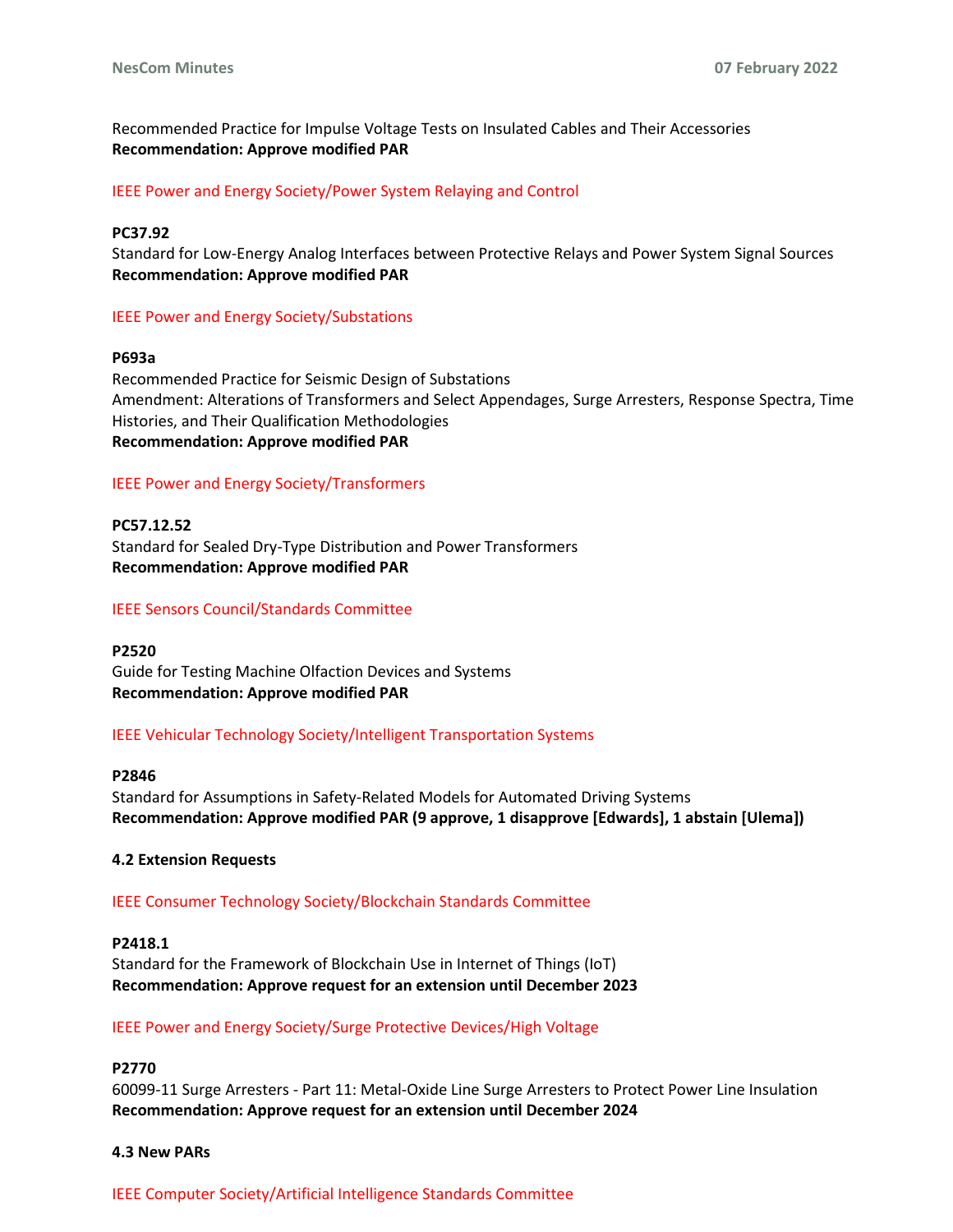Recommended Practice for Impulse Voltage Tests on Insulated Cables and Their Accessories
**Recommendation: Approve modified PAR**

IEEE Power and Energy Society/Power System Relaying and Control

**PC37.92**
Standard for Low-Energy Analog Interfaces between Protective Relays and Power System Signal Sources
**Recommendation: Approve modified PAR**

IEEE Power and Energy Society/Substations

**P693a**
Recommended Practice for Seismic Design of Substations
Amendment: Alterations of Transformers and Select Appendages, Surge Arresters, Response Spectra, Time Histories, and Their Qualification Methodologies
**Recommendation: Approve modified PAR**

IEEE Power and Energy Society/Transformers

**PC57.12.52**
Standard for Sealed Dry-Type Distribution and Power Transformers
**Recommendation: Approve modified PAR**

IEEE Sensors Council/Standards Committee

**P2520**
Guide for Testing Machine Olfaction Devices and Systems
**Recommendation: Approve modified PAR**

IEEE Vehicular Technology Society/Intelligent Transportation Systems

**P2846**
Standard for Assumptions in Safety-Related Models for Automated Driving Systems
**Recommendation: Approve modified PAR (9 approve, 1 disapprove [Edwards], 1 abstain [Ulema])**

**4.2 Extension Requests**

IEEE Consumer Technology Society/Blockchain Standards Committee

**P2418.1**
Standard for the Framework of Blockchain Use in Internet of Things (IoT)
**Recommendation: Approve request for an extension until December 2023**

IEEE Power and Energy Society/Surge Protective Devices/High Voltage

**P2770**
60099-11 Surge Arresters - Part 11: Metal-Oxide Line Surge Arresters to Protect Power Line Insulation
**Recommendation: Approve request for an extension until December 2024**

**4.3 New PARs**

IEEE Computer Society/Artificial Intelligence Standards Committee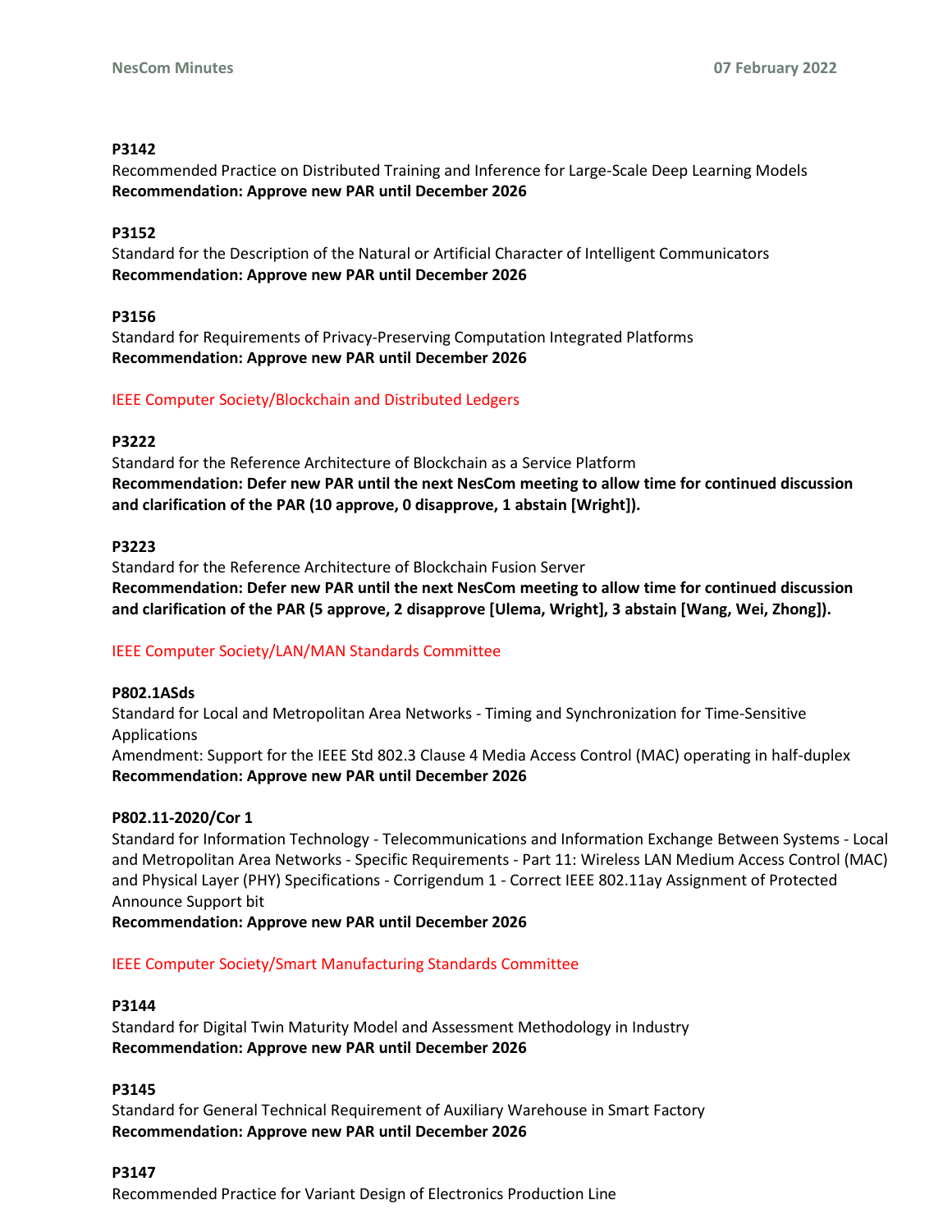**P3142**
Recommended Practice on Distributed Training and Inference for Large-Scale Deep Learning Models
**Recommendation: Approve new PAR until December 2026**

**P3152**
Standard for the Description of the Natural or Artificial Character of Intelligent Communicators
**Recommendation: Approve new PAR until December 2026**

**P3156**
Standard for Requirements of Privacy-Preserving Computation Integrated Platforms
**Recommendation: Approve new PAR until December 2026**

IEEE Computer Society/Blockchain and Distributed Ledgers

**P3222**
Standard for the Reference Architecture of Blockchain as a Service Platform
**Recommendation: Defer new PAR until the next NesCom meeting to allow time for continued discussion and clarification of the PAR (10 approve, 0 disapprove, 1 abstain [Wright]).**

**P3223**
Standard for the Reference Architecture of Blockchain Fusion Server
**Recommendation: Defer new PAR until the next NesCom meeting to allow time for continued discussion and clarification of the PAR (5 approve, 2 disapprove [Ulema, Wright], 3 abstain [Wang, Wei, Zhong]).**

IEEE Computer Society/LAN/MAN Standards Committee

**P802.1ASds**
Standard for Local and Metropolitan Area Networks - Timing and Synchronization for Time-Sensitive Applications
Amendment: Support for the IEEE Std 802.3 Clause 4 Media Access Control (MAC) operating in half-duplex
**Recommendation: Approve new PAR until December 2026**

**P802.11-2020/Cor 1**
Standard for Information Technology - Telecommunications and Information Exchange Between Systems - Local and Metropolitan Area Networks - Specific Requirements - Part 11: Wireless LAN Medium Access Control (MAC) and Physical Layer (PHY) Specifications - Corrigendum 1 - Correct IEEE 802.11ay Assignment of Protected Announce Support bit
**Recommendation: Approve new PAR until December 2026**

IEEE Computer Society/Smart Manufacturing Standards Committee

**P3144**
Standard for Digital Twin Maturity Model and Assessment Methodology in Industry
**Recommendation: Approve new PAR until December 2026**

**P3145**
Standard for General Technical Requirement of Auxiliary Warehouse in Smart Factory
**Recommendation: Approve new PAR until December 2026**

**P3147**
Recommended Practice for Variant Design of Electronics Production Line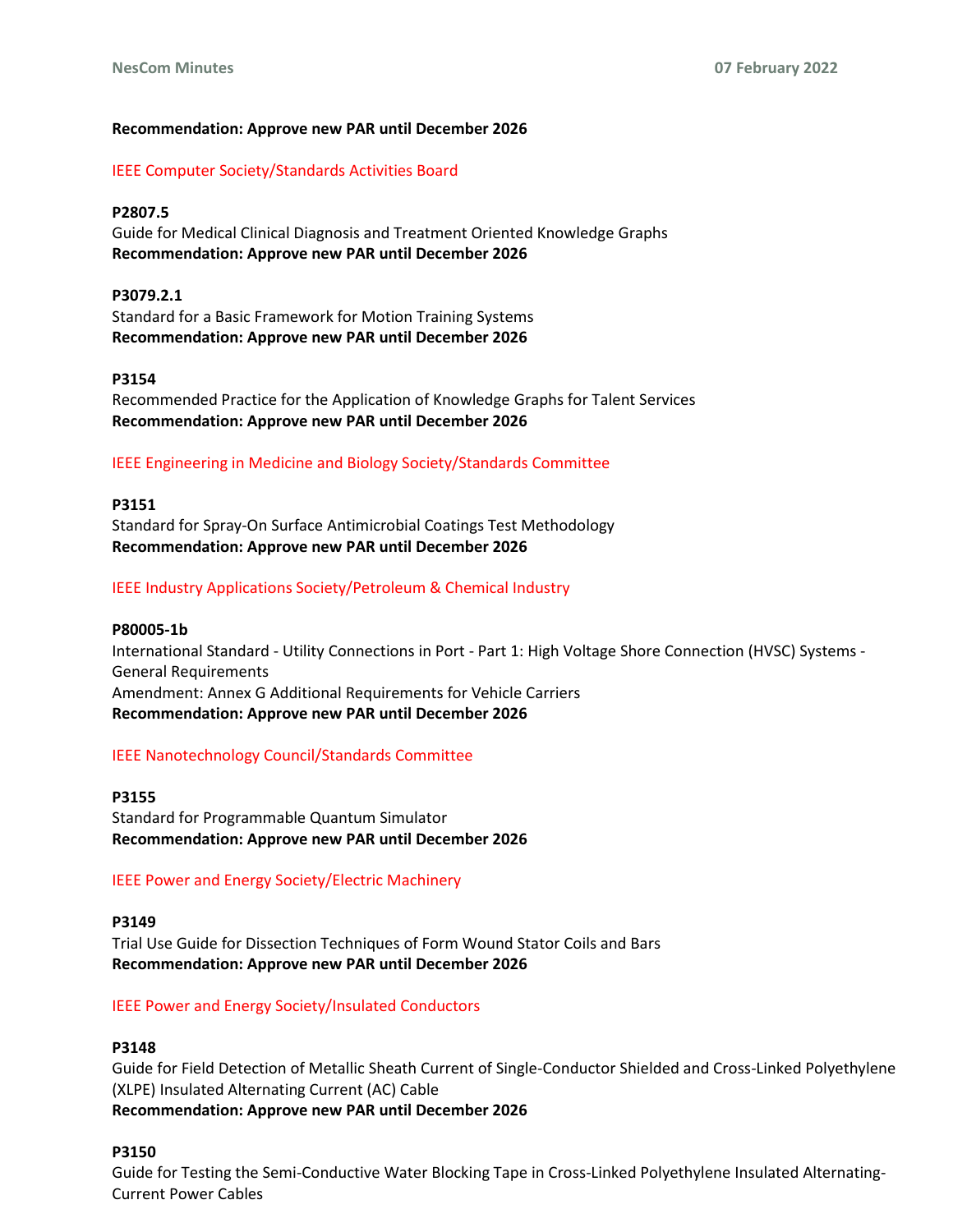**Recommendation: Approve new PAR until December 2026**

IEEE Computer Society/Standards Activities Board

**P2807.5**
Guide for Medical Clinical Diagnosis and Treatment Oriented Knowledge Graphs
**Recommendation: Approve new PAR until December 2026**

**P3079.2.1**
Standard for a Basic Framework for Motion Training Systems
**Recommendation: Approve new PAR until December 2026**

**P3154**
Recommended Practice for the Application of Knowledge Graphs for Talent Services
**Recommendation: Approve new PAR until December 2026**

IEEE Engineering in Medicine and Biology Society/Standards Committee

**P3151**
Standard for Spray-On Surface Antimicrobial Coatings Test Methodology
**Recommendation: Approve new PAR until December 2026**

IEEE Industry Applications Society/Petroleum & Chemical Industry

**P80005-1b**
International Standard - Utility Connections in Port - Part 1: High Voltage Shore Connection (HVSC) Systems - General Requirements
Amendment: Annex G Additional Requirements for Vehicle Carriers
**Recommendation: Approve new PAR until December 2026**

IEEE Nanotechnology Council/Standards Committee

**P3155**
Standard for Programmable Quantum Simulator
**Recommendation: Approve new PAR until December 2026**

IEEE Power and Energy Society/Electric Machinery

**P3149**
Trial Use Guide for Dissection Techniques of Form Wound Stator Coils and Bars
**Recommendation: Approve new PAR until December 2026**

IEEE Power and Energy Society/Insulated Conductors

**P3148**
Guide for Field Detection of Metallic Sheath Current of Single-Conductor Shielded and Cross-Linked Polyethylene (XLPE) Insulated Alternating Current (AC) Cable
**Recommendation: Approve new PAR until December 2026**

**P3150**
Guide for Testing the Semi-Conductive Water Blocking Tape in Cross-Linked Polyethylene Insulated Alternating-Current Power Cables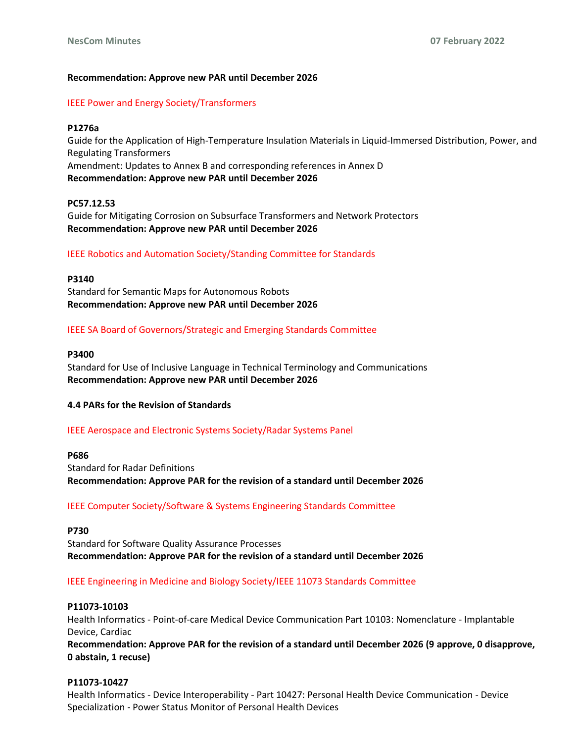**Recommendation: Approve new PAR until December 2026**

IEEE Power and Energy Society/Transformers

**P1276a**
Guide for the Application of High-Temperature Insulation Materials in Liquid-Immersed Distribution, Power, and Regulating Transformers
Amendment: Updates to Annex B and corresponding references in Annex D
**Recommendation: Approve new PAR until December 2026**

**PC57.12.53**
Guide for Mitigating Corrosion on Subsurface Transformers and Network Protectors
**Recommendation: Approve new PAR until December 2026**

IEEE Robotics and Automation Society/Standing Committee for Standards

**P3140**
Standard for Semantic Maps for Autonomous Robots
**Recommendation: Approve new PAR until December 2026**

IEEE SA Board of Governors/Strategic and Emerging Standards Committee

**P3400**
Standard for Use of Inclusive Language in Technical Terminology and Communications
**Recommendation: Approve new PAR until December 2026**

### 4.4 PARs for the Revision of Standards

IEEE Aerospace and Electronic Systems Society/Radar Systems Panel

**P686**
Standard for Radar Definitions
**Recommendation: Approve PAR for the revision of a standard until December 2026**

IEEE Computer Society/Software & Systems Engineering Standards Committee

**P730**
Standard for Software Quality Assurance Processes
**Recommendation: Approve PAR for the revision of a standard until December 2026**

IEEE Engineering in Medicine and Biology Society/IEEE 11073 Standards Committee

**P11073-10103**
Health Informatics - Point-of-care Medical Device Communication Part 10103: Nomenclature - Implantable Device, Cardiac
**Recommendation: Approve PAR for the revision of a standard until December 2026 (9 approve, 0 disapprove, 0 abstain, 1 recuse)**

**P11073-10427**
Health Informatics - Device Interoperability - Part 10427: Personal Health Device Communication - Device Specialization - Power Status Monitor of Personal Health Devices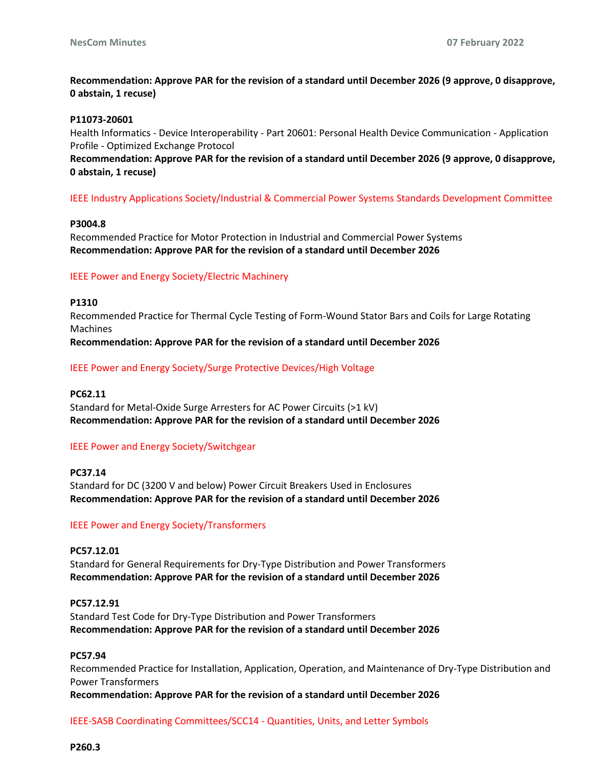**Recommendation: Approve PAR for the revision of a standard until December 2026 (9 approve, 0 disapprove, 0 abstain, 1 recuse)**

**P11073-20601**
Health Informatics - Device Interoperability - Part 20601: Personal Health Device Communication - Application Profile - Optimized Exchange Protocol
**Recommendation: Approve PAR for the revision of a standard until December 2026 (9 approve, 0 disapprove, 0 abstain, 1 recuse)**

IEEE Industry Applications Society/Industrial & Commercial Power Systems Standards Development Committee

**P3004.8**
Recommended Practice for Motor Protection in Industrial and Commercial Power Systems
**Recommendation: Approve PAR for the revision of a standard until December 2026**

IEEE Power and Energy Society/Electric Machinery

**P1310**
Recommended Practice for Thermal Cycle Testing of Form-Wound Stator Bars and Coils for Large Rotating Machines
**Recommendation: Approve PAR for the revision of a standard until December 2026**

IEEE Power and Energy Society/Surge Protective Devices/High Voltage

**PC62.11**
Standard for Metal-Oxide Surge Arresters for AC Power Circuits (>1 kV)
**Recommendation: Approve PAR for the revision of a standard until December 2026**

IEEE Power and Energy Society/Switchgear

**PC37.14**
Standard for DC (3200 V and below) Power Circuit Breakers Used in Enclosures
**Recommendation: Approve PAR for the revision of a standard until December 2026**

IEEE Power and Energy Society/Transformers

**PC57.12.01**
Standard for General Requirements for Dry-Type Distribution and Power Transformers
**Recommendation: Approve PAR for the revision of a standard until December 2026**

**PC57.12.91**
Standard Test Code for Dry-Type Distribution and Power Transformers
**Recommendation: Approve PAR for the revision of a standard until December 2026**

**PC57.94**
Recommended Practice for Installation, Application, Operation, and Maintenance of Dry-Type Distribution and Power Transformers
**Recommendation: Approve PAR for the revision of a standard until December 2026**

IEEE-SASB Coordinating Committees/SCC14 - Quantities, Units, and Letter Symbols

**P260.3**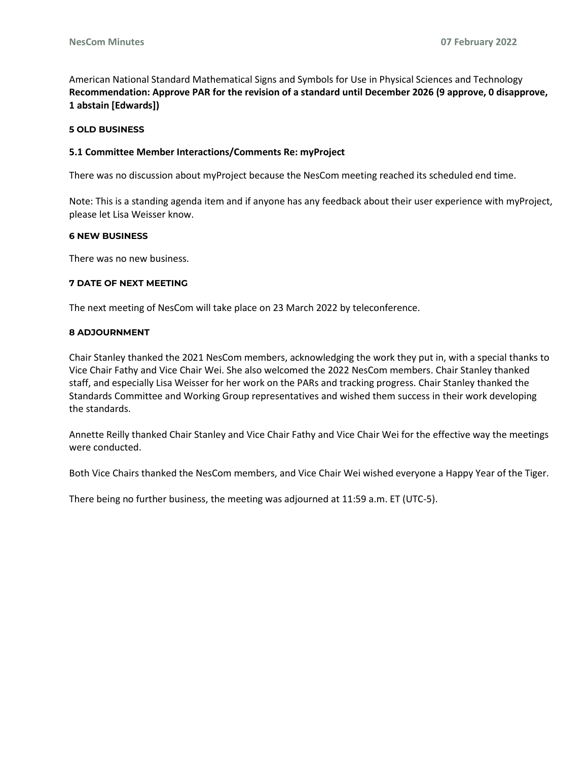American National Standard Mathematical Signs and Symbols for Use in Physical Sciences and Technology
**Recommendation: Approve PAR for the revision of a standard until December 2026 (9 approve, 0 disapprove, 1 abstain [Edwards])**

### 5 OLD BUSINESS

#### 5.1 Committee Member Interactions/Comments Re: myProject

There was no discussion about myProject because the NesCom meeting reached its scheduled end time.

Note: This is a standing agenda item and if anyone has any feedback about their user experience with myProject, please let Lisa Weisser know.

### 6 NEW BUSINESS

There was no new business.

### 7 DATE OF NEXT MEETING

The next meeting of NesCom will take place on 23 March 2022 by teleconference.

### 8 ADJOURNMENT

Chair Stanley thanked the 2021 NesCom members, acknowledging the work they put in, with a special thanks to Vice Chair Fathy and Vice Chair Wei. She also welcomed the 2022 NesCom members. Chair Stanley thanked staff, and especially Lisa Weisser for her work on the PARs and tracking progress. Chair Stanley thanked the Standards Committee and Working Group representatives and wished them success in their work developing the standards.

Annette Reilly thanked Chair Stanley and Vice Chair Fathy and Vice Chair Wei for the effective way the meetings were conducted.

Both Vice Chairs thanked the NesCom members, and Vice Chair Wei wished everyone a Happy Year of the Tiger.

There being no further business, the meeting was adjourned at 11:59 a.m. ET (UTC-5).